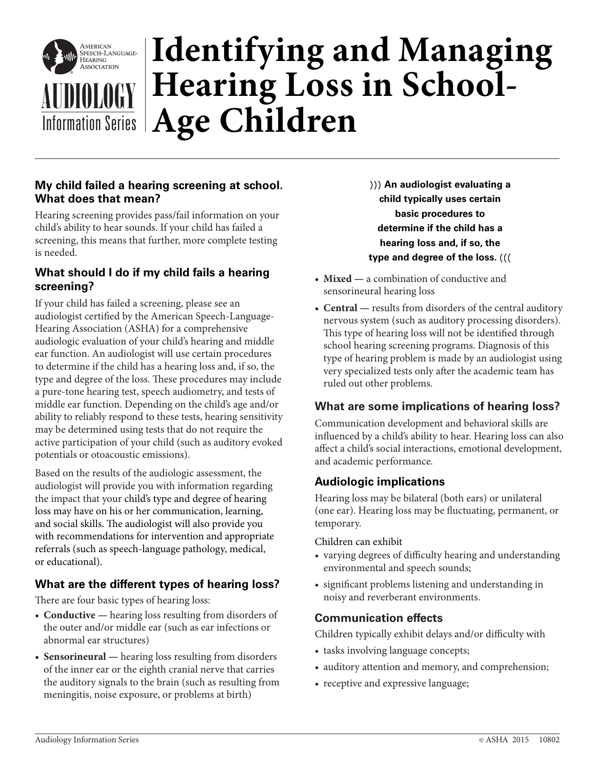# Identifying and Managing Hearing Loss in School-Age Children

## My child failed a hearing screening at school. What does that mean?

Hearing screening provides pass/fail information on your child's ability to hear sounds. If your child has failed a screening, this means that further, more complete testing is needed.

## What should I do if my child fails a hearing screening?

If your child has failed a screening, please see an audiologist certified by the American Speech-Language-Hearing Association (ASHA) for a comprehensive audiologic evaluation of your child's hearing and middle ear function. An audiologist will use certain procedures to determine if the child has a hearing loss and, if so, the type and degree of the loss. These procedures may include a pure-tone hearing test, speech audiometry, and tests of middle ear function. Depending on the child's age and/or ability to reliably respond to these tests, hearing sensitivity may be determined using tests that do not require the active participation of your child (such as auditory evoked potentials or otoacoustic emissions).

Based on the results of the audiologic assessment, the audiologist will provide you with information regarding the impact that your child's type and degree of hearing loss may have on his or her communication, learning, and social skills. The audiologist will also provide you with recommendations for intervention and appropriate referrals (such as speech-language pathology, medical, or educational).

## What are the different types of hearing loss?

There are four basic types of hearing loss:

- **Conductive —** hearing loss resulting from disorders of the outer and/or middle ear (such as ear infections or abnormal ear structures)
- **Sensorineural —** hearing loss resulting from disorders of the inner ear or the eighth cranial nerve that carries the auditory signals to the brain (such as resulting from meningitis, noise exposure, or problems at birth)

))) **An audiologist evaluating a child typically uses certain basic procedures to determine if the child has a hearing loss and, if so, the type and degree of the loss.** (((

- **Mixed —** a combination of conductive and sensorineural hearing loss
- **Central —** results from disorders of the central auditory nervous system (such as auditory processing disorders). This type of hearing loss will not be identified through school hearing screening programs. Diagnosis of this type of hearing problem is made by an audiologist using very specialized tests only after the academic team has ruled out other problems.

## What are some implications of hearing loss?

Communication development and behavioral skills are influenced by a child's ability to hear. Hearing loss can also affect a child's social interactions, emotional development, and academic performance.

### Audiologic implications

Hearing loss may be bilateral (both ears) or unilateral (one ear). Hearing loss may be fluctuating, permanent, or temporary.

Children can exhibit

- varying degrees of difficulty hearing and understanding environmental and speech sounds;
- significant problems listening and understanding in noisy and reverberant environments.

### Communication effects

Children typically exhibit delays and/or difficulty with

- tasks involving language concepts;
- auditory attention and memory, and comprehension;
- receptive and expressive language;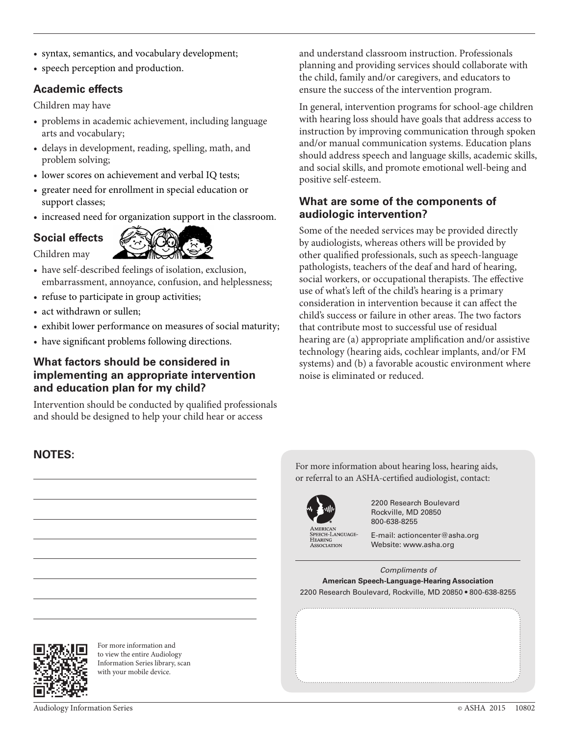- syntax, semantics, and vocabulary development;
- speech perception and production.

### Academic effects

Children may have

- problems in academic achievement, including language arts and vocabulary;
- delays in development, reading, spelling, math, and problem solving;
- lower scores on achievement and verbal IQ tests;
- greater need for enrollment in special education or support classes;
- increased need for organization support in the classroom.

### Social effects

Children may

- have self-described feelings of isolation, exclusion, embarrassment, annoyance, confusion, and helplessness;
- refuse to participate in group activities;
- act withdrawn or sullen;
- exhibit lower performance on measures of social maturity;
- have significant problems following directions.

### What factors should be considered in implementing an appropriate intervention and education plan for my child?

Intervention should be conducted by qualified professionals and should be designed to help your child hear or access and understand classroom instruction. Professionals planning and providing services should collaborate with the child, family and/or caregivers, and educators to ensure the success of the intervention program.

In general, intervention programs for school-age children with hearing loss should have goals that address access to instruction by improving communication through spoken and/or manual communication systems. Education plans should address speech and language skills, academic skills, and social skills, and promote emotional well-being and positive self-esteem.

### What are some of the components of audiologic intervention?

Some of the needed services may be provided directly by audiologists, whereas others will be provided by other qualified professionals, such as speech-language pathologists, teachers of the deaf and hard of hearing, social workers, or occupational therapists. The effective use of what's left of the child's hearing is a primary consideration in intervention because it can affect the child's success or failure in other areas. The two factors that contribute most to successful use of residual hearing are (a) appropriate amplification and/or assistive technology (hearing aids, cochlear implants, and/or FM systems) and (b) a favorable acoustic environment where noise is eliminated or reduced.

## NOTES:

For more information and to view the entire Audiology Information Series library, scan with your mobile device.

For more information about hearing loss, hearing aids, or referral to an ASHA-certified audiologist, contact:

American Speech-Language-Hearing Association

2200 Research Boulevard
Rockville, MD 20850
800-638-8255

E-mail: actioncenter@asha.org
Website: www.asha.org

*Compliments of*
**American Speech-Language-Hearing Association**
2200 Research Boulevard, Rockville, MD 20850 • 800-638-8255

Audiology Information Series © ASHA 2015 10802